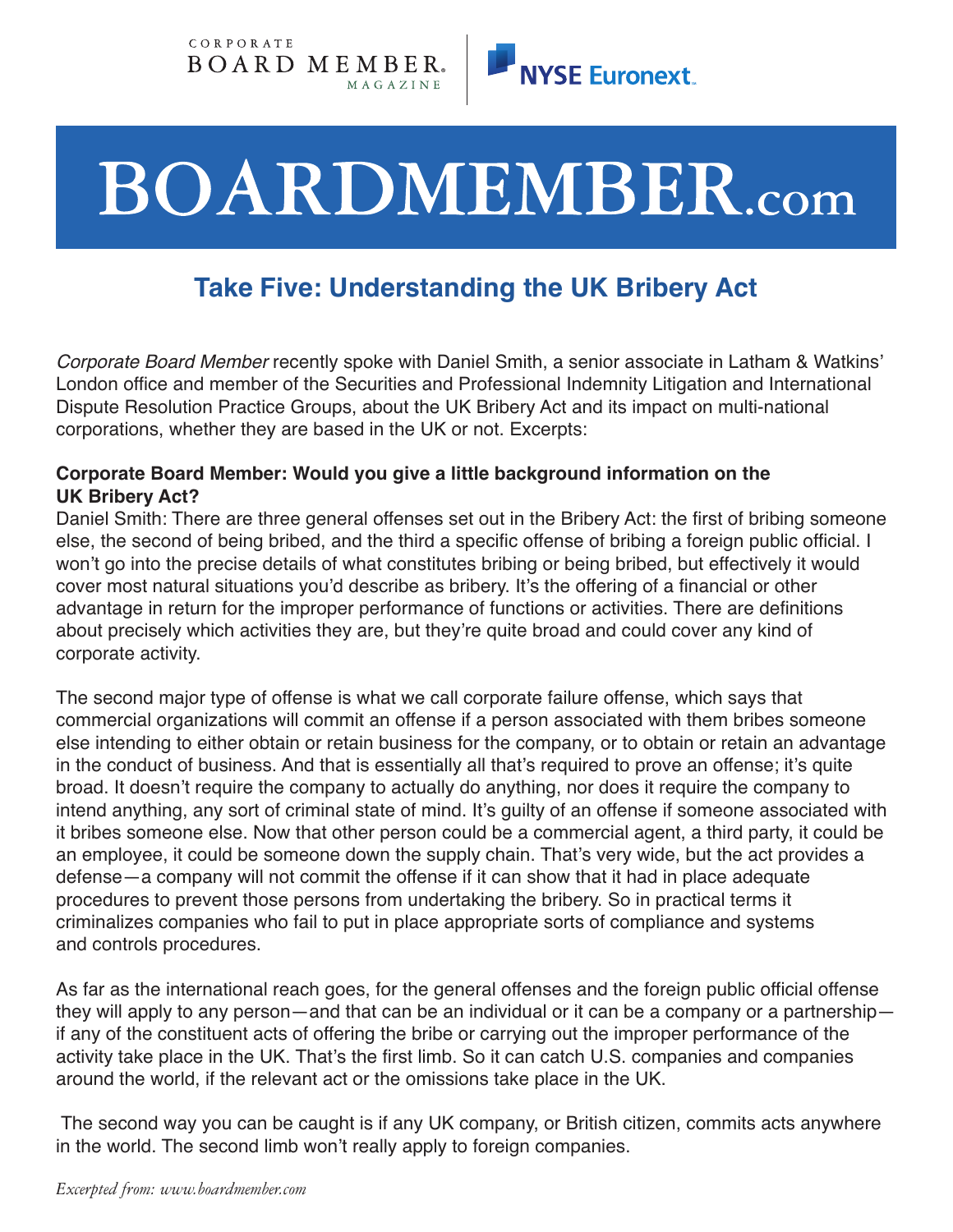CORPORATE BOARD MEMBER MAGAZINE | NYSE Euronext

# BOARDMEMBER.com

## Take Five: Understanding the UK Bribery Act

*Corporate Board Member* recently spoke with Daniel Smith, a senior associate in Latham & Watkins' London office and member of the Securities and Professional Indemnity Litigation and International Dispute Resolution Practice Groups, about the UK Bribery Act and its impact on multi-national corporations, whether they are based in the UK or not. Excerpts:

**Corporate Board Member: Would you give a little background information on the UK Bribery Act?**

Daniel Smith: There are three general offenses set out in the Bribery Act: the first of bribing someone else, the second of being bribed, and the third a specific offense of bribing a foreign public official. I won't go into the precise details of what constitutes bribing or being bribed, but effectively it would cover most natural situations you'd describe as bribery. It's the offering of a financial or other advantage in return for the improper performance of functions or activities. There are definitions about precisely which activities they are, but they're quite broad and could cover any kind of corporate activity.

The second major type of offense is what we call corporate failure offense, which says that commercial organizations will commit an offense if a person associated with them bribes someone else intending to either obtain or retain business for the company, or to obtain or retain an advantage in the conduct of business. And that is essentially all that's required to prove an offense; it's quite broad. It doesn't require the company to actually do anything, nor does it require the company to intend anything, any sort of criminal state of mind. It's guilty of an offense if someone associated with it bribes someone else. Now that other person could be a commercial agent, a third party, it could be an employee, it could be someone down the supply chain. That's very wide, but the act provides a defense—a company will not commit the offense if it can show that it had in place adequate procedures to prevent those persons from undertaking the bribery. So in practical terms it criminalizes companies who fail to put in place appropriate sorts of compliance and systems and controls procedures.

As far as the international reach goes, for the general offenses and the foreign public official offense they will apply to any person—and that can be an individual or it can be a company or a partnership—if any of the constituent acts of offering the bribe or carrying out the improper performance of the activity take place in the UK. That's the first limb. So it can catch U.S. companies and companies around the world, if the relevant act or the omissions take place in the UK.

The second way you can be caught is if any UK company, or British citizen, commits acts anywhere in the world. The second limb won't really apply to foreign companies.

*Excerpted from: www.boardmember.com*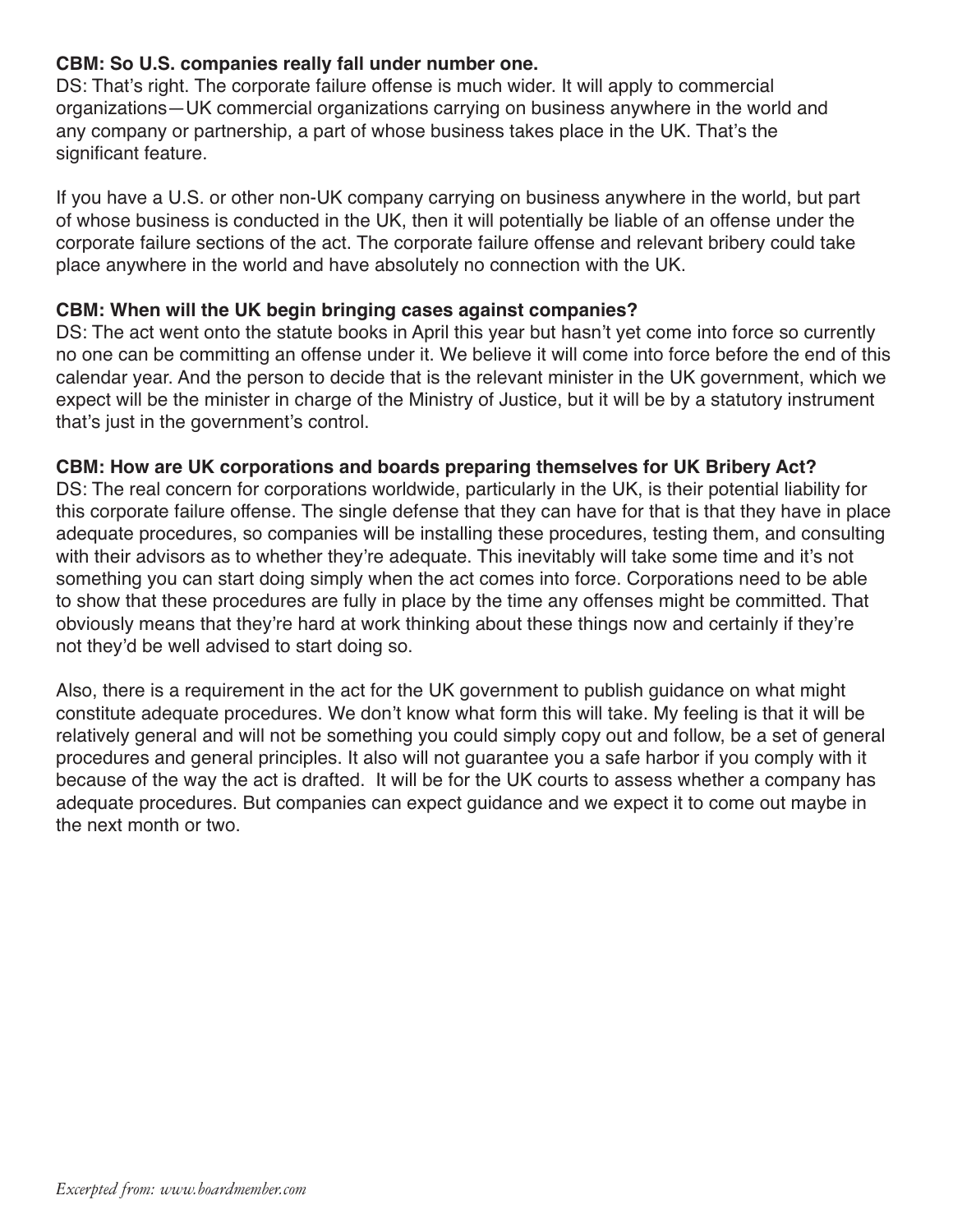**CBM: So U.S. companies really fall under number one.**
DS: That's right. The corporate failure offense is much wider. It will apply to commercial organizations—UK commercial organizations carrying on business anywhere in the world and any company or partnership, a part of whose business takes place in the UK. That's the significant feature.

If you have a U.S. or other non-UK company carrying on business anywhere in the world, but part of whose business is conducted in the UK, then it will potentially be liable of an offense under the corporate failure sections of the act. The corporate failure offense and relevant bribery could take place anywhere in the world and have absolutely no connection with the UK.

**CBM: When will the UK begin bringing cases against companies?**
DS: The act went onto the statute books in April this year but hasn't yet come into force so currently no one can be committing an offense under it. We believe it will come into force before the end of this calendar year. And the person to decide that is the relevant minister in the UK government, which we expect will be the minister in charge of the Ministry of Justice, but it will be by a statutory instrument that's just in the government's control.

**CBM: How are UK corporations and boards preparing themselves for UK Bribery Act?**
DS: The real concern for corporations worldwide, particularly in the UK, is their potential liability for this corporate failure offense. The single defense that they can have for that is that they have in place adequate procedures, so companies will be installing these procedures, testing them, and consulting with their advisors as to whether they're adequate. This inevitably will take some time and it's not something you can start doing simply when the act comes into force. Corporations need to be able to show that these procedures are fully in place by the time any offenses might be committed. That obviously means that they're hard at work thinking about these things now and certainly if they're not they'd be well advised to start doing so.

Also, there is a requirement in the act for the UK government to publish guidance on what might constitute adequate procedures. We don't know what form this will take. My feeling is that it will be relatively general and will not be something you could simply copy out and follow, be a set of general procedures and general principles. It also will not guarantee you a safe harbor if you comply with it because of the way the act is drafted. It will be for the UK courts to assess whether a company has adequate procedures. But companies can expect guidance and we expect it to come out maybe in the next month or two.

*Excerpted from: www.boardmember.com*